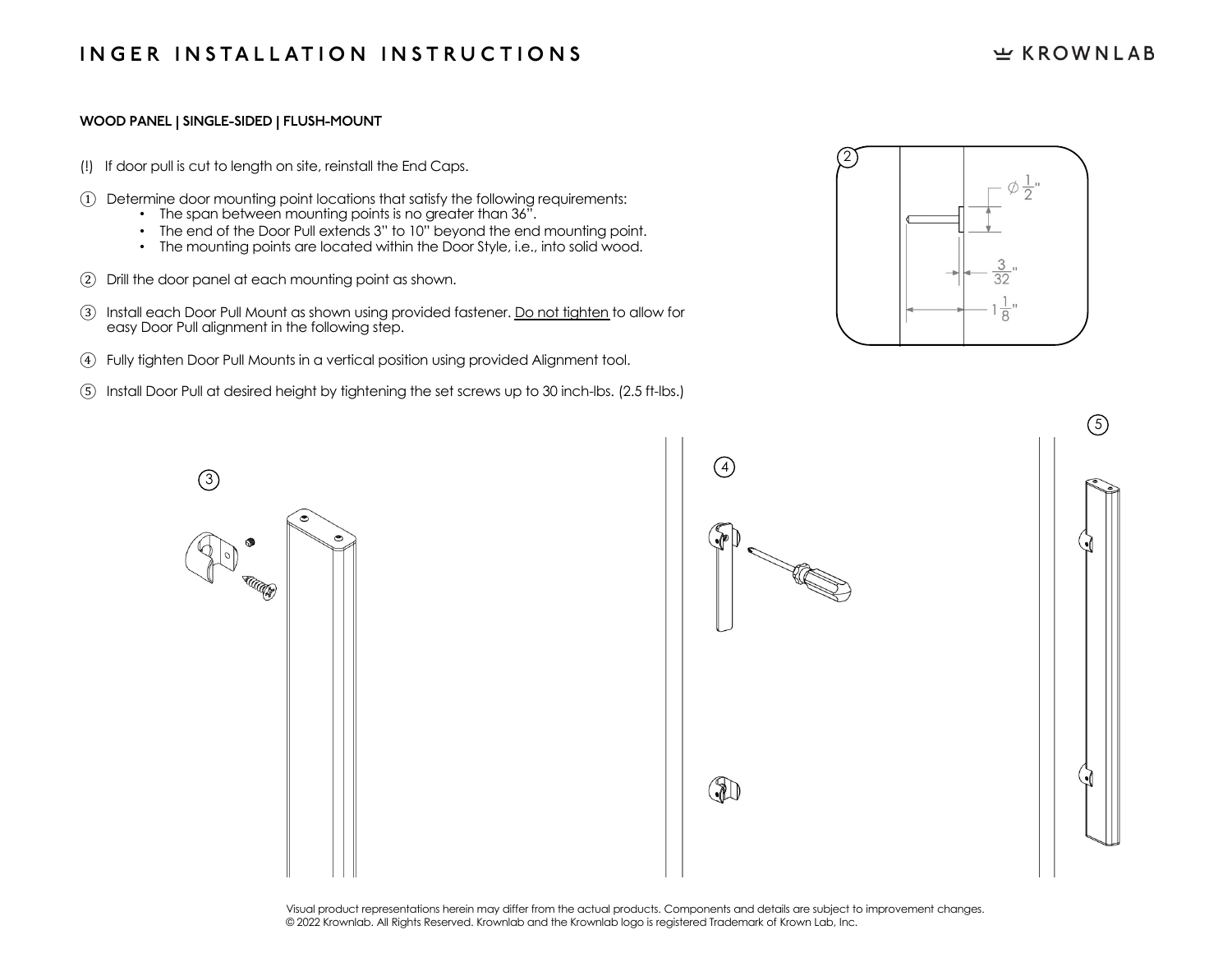# INGER INSTALLATION INSTRUCTIONS

KROWNLAB

**WOOD PANEL | SINGLE-SIDED | FLUSH-MOUNT**

(!) If door pull is cut to length on site, reinstall the End Caps.

① Determine door mounting point locations that satisfy the following requirements:
- The span between mounting points is no greater than 36".
- The end of the Door Pull extends 3" to 10" beyond the end mounting point.
- The mounting points are located within the Door Style, i.e., into solid wood.

② Drill the door panel at each mounting point as shown.

③ Install each Door Pull Mount as shown using provided fastener. Do not tighten to allow for easy Door Pull alignment in the following step.

④ Fully tighten Door Pull Mounts in a vertical position using provided Alignment tool.

⑤ Install Door Pull at desired height by tightening the set screws up to 30 inch-lbs. (2.5 ft-lbs.)

② $\varnothing \frac{1}{2}$" $\frac{3}{32}$" $1\frac{1}{8}$"

③

④

⑤

Visual product representations herein may differ from the actual products. Components and details are subject to improvement changes.
© 2022 Krownlab. All Rights Reserved. Krownlab and the Krownlab logo is registered Trademark of Krown Lab, Inc.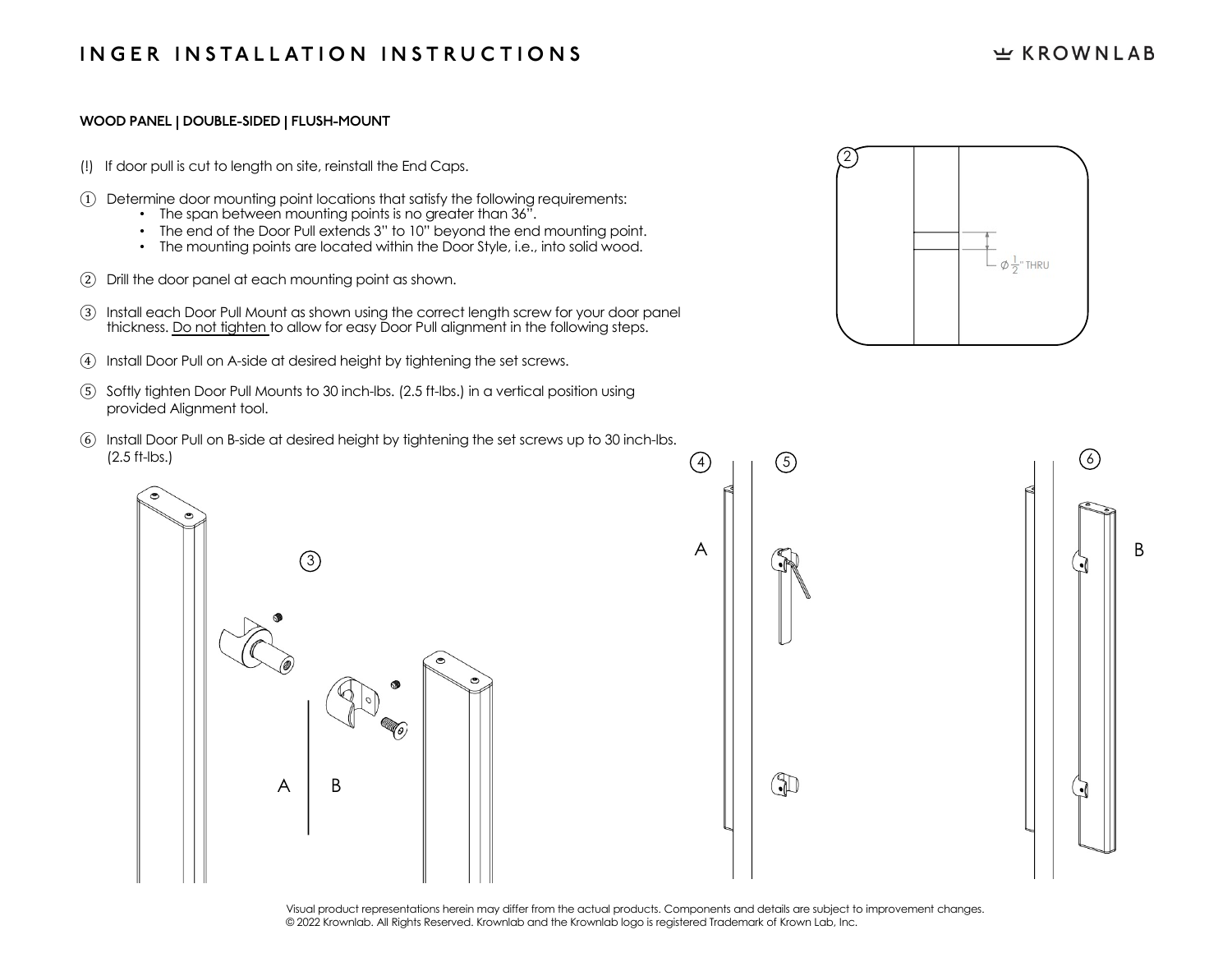# INGER INSTALLATION INSTRUCTIONS

KROWNLAB

**WOOD PANEL | DOUBLE-SIDED | FLUSH-MOUNT**

(!) If door pull is cut to length on site, reinstall the End Caps.

① Determine door mounting point locations that satisfy the following requirements:
- The span between mounting points is no greater than 36".
- The end of the Door Pull extends 3" to 10" beyond the end mounting point.
- The mounting points are located within the Door Style, i.e., into solid wood.

② Drill the door panel at each mounting point as shown.

③ Install each Door Pull Mount as shown using the correct length screw for your door panel thickness. Do not tighten to allow for easy Door Pull alignment in the following steps.

④ Install Door Pull on A-side at desired height by tightening the set screws.

⑤ Softly tighten Door Pull Mounts to 30 inch-lbs. (2.5 ft-lbs.) in a vertical position using provided Alignment tool.

⑥ Install Door Pull on B-side at desired height by tightening the set screws up to 30 inch-lbs. (2.5 ft-lbs.)

② $\varnothing \frac{1}{2}$" THRU

③ A | B

④ ⑤ A

⑥ B

Visual product representations herein may differ from the actual products. Components and details are subject to improvement changes.
© 2022 Krownlab. All Rights Reserved. Krownlab and the Krownlab logo is registered Trademark of Krown Lab, Inc.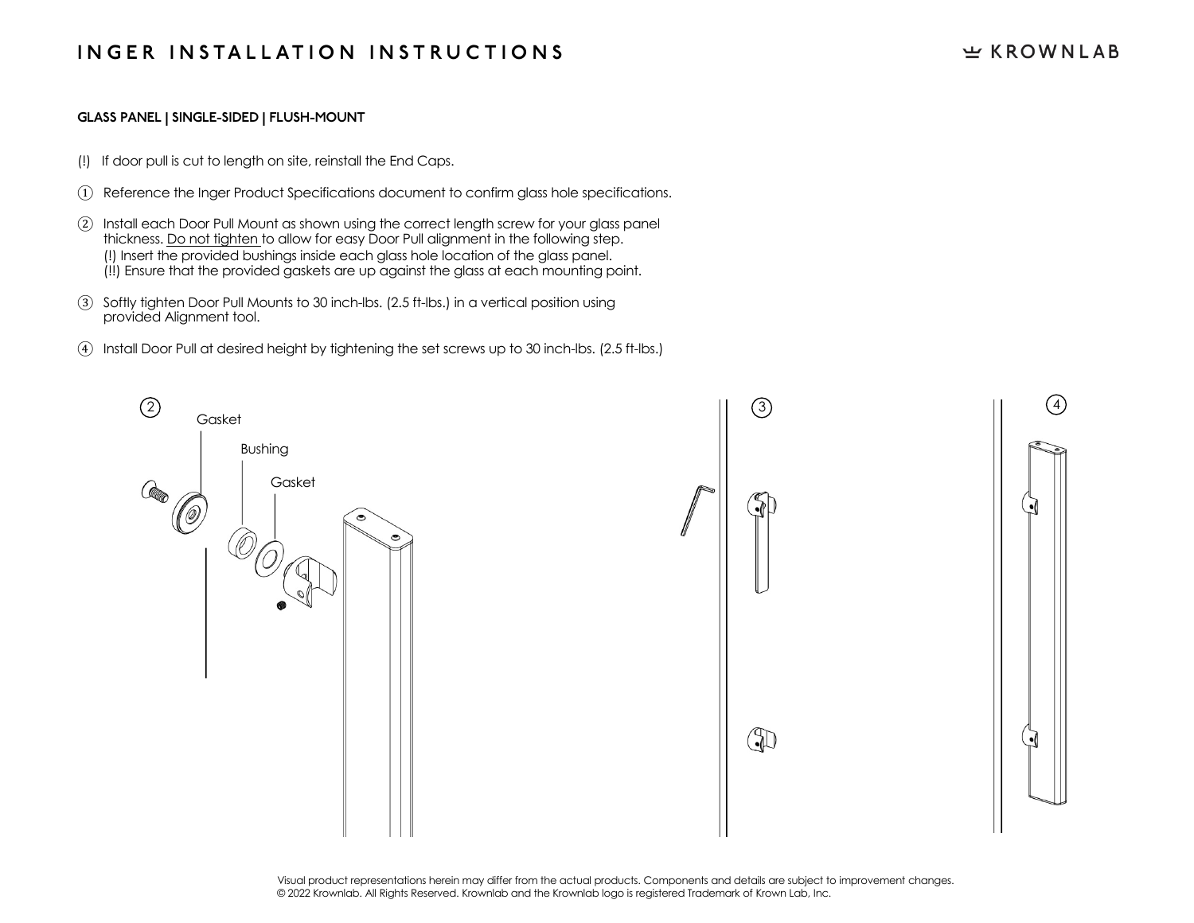# INGER INSTALLATION INSTRUCTIONS

**GLASS PANEL | SINGLE-SIDED | FLUSH-MOUNT**

(!) If door pull is cut to length on site, reinstall the End Caps.

① Reference the Inger Product Specifications document to confirm glass hole specifications.

② Install each Door Pull Mount as shown using the correct length screw for your glass panel thickness. Do not tighten to allow for easy Door Pull alignment in the following step.
(!) Insert the provided bushings inside each glass hole location of the glass panel.
(!!) Ensure that the provided gaskets are up against the glass at each mounting point.

③ Softly tighten Door Pull Mounts to 30 inch-lbs. (2.5 ft-lbs.) in a vertical position using provided Alignment tool.

④ Install Door Pull at desired height by tightening the set screws up to 30 inch-lbs. (2.5 ft-lbs.)

② Gasket, Bushing, Gasket

③

④

Visual product representations herein may differ from the actual products. Components and details are subject to improvement changes.
© 2022 Krownlab. All Rights Reserved. Krownlab and the Krownlab logo is registered Trademark of Krown Lab, Inc.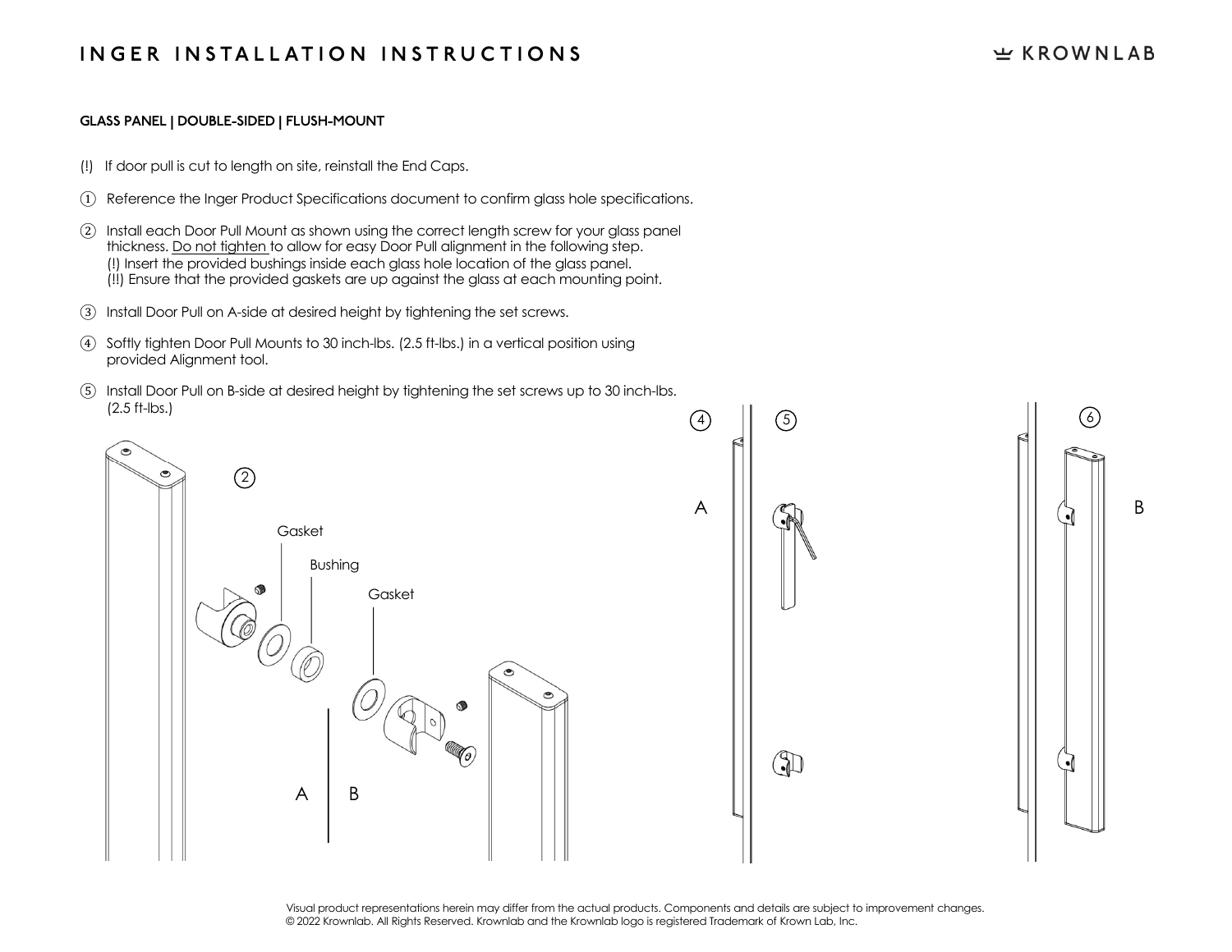# INGER INSTALLATION INSTRUCTIONS

KROWNLAB

**GLASS PANEL | DOUBLE-SIDED | FLUSH-MOUNT**

(!) If door pull is cut to length on site, reinstall the End Caps.

① Reference the Inger Product Specifications document to confirm glass hole specifications.

② Install each Door Pull Mount as shown using the correct length screw for your glass panel thickness. Do not tighten to allow for easy Door Pull alignment in the following step.
(!) Insert the provided bushings inside each glass hole location of the glass panel.
(!!) Ensure that the provided gaskets are up against the glass at each mounting point.

③ Install Door Pull on A-side at desired height by tightening the set screws.

④ Softly tighten Door Pull Mounts to 30 inch-lbs. (2.5 ft-lbs.) in a vertical position using provided Alignment tool.

⑤ Install Door Pull on B-side at desired height by tightening the set screws up to 30 inch-lbs. (2.5 ft-lbs.)

2

Gasket

Bushing

Gasket

A

B

4

5

A

6

B

Visual product representations herein may differ from the actual products. Components and details are subject to improvement changes.
© 2022 Krownlab. All Rights Reserved. Krownlab and the Krownlab logo is registered Trademark of Krown Lab, Inc.